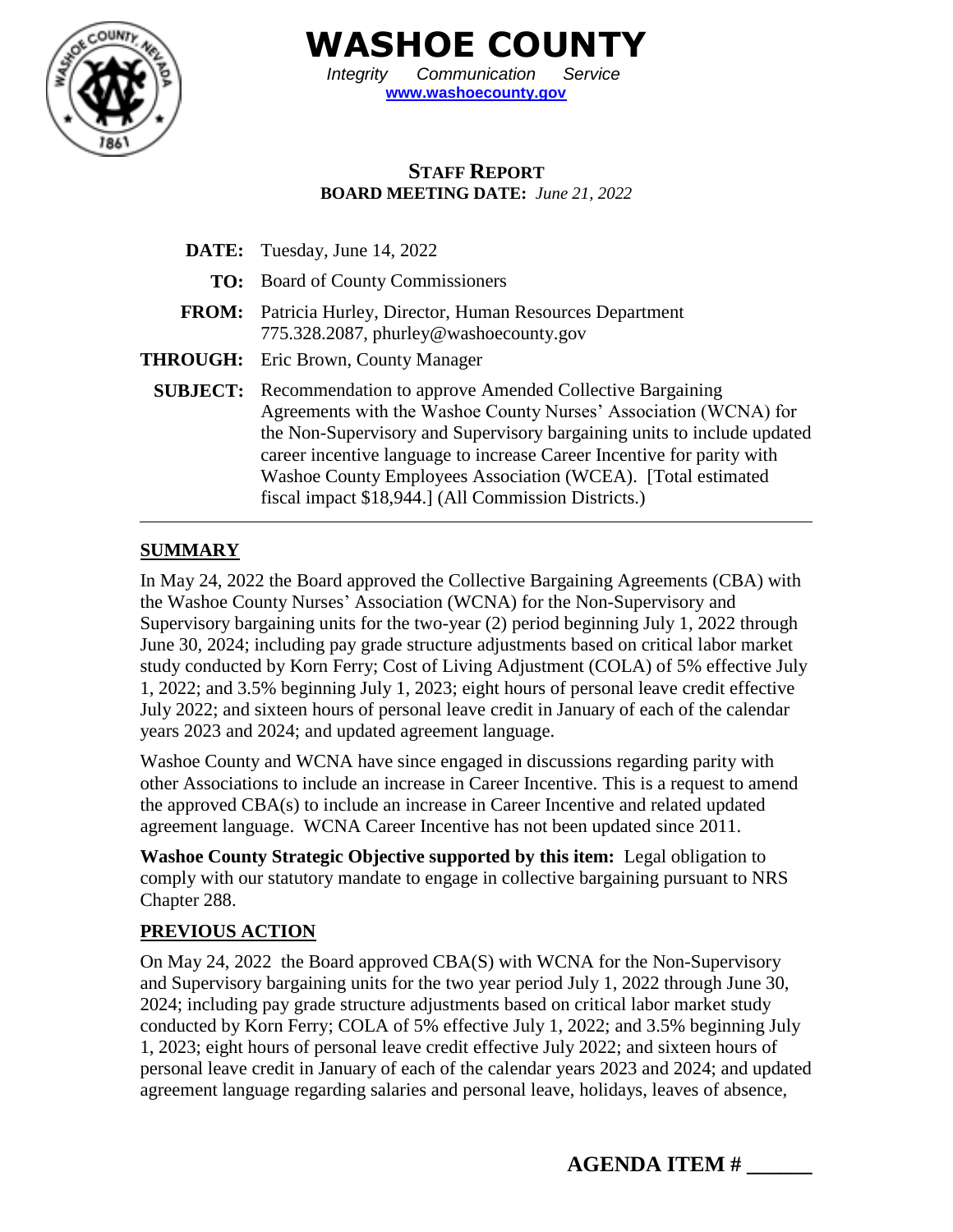# WASHOE COUNTY

*Integrity Communication Service*

**www.washoecounty.gov**

## STAFF REPORT

**BOARD MEETING DATE:** *June 21, 2022*

**DATE:** Tuesday, June 14, 2022

**TO:** Board of County Commissioners

**FROM:** Patricia Hurley, Director, Human Resources Department
775.328.2087, phurley@washoecounty.gov

**THROUGH:** Eric Brown, County Manager

**SUBJECT:** Recommendation to approve Amended Collective Bargaining Agreements with the Washoe County Nurses' Association (WCNA) for the Non-Supervisory and Supervisory bargaining units to include updated career incentive language to increase Career Incentive for parity with Washoe County Employees Association (WCEA). [Total estimated fiscal impact $18,944.] (All Commission Districts.)

---

## SUMMARY

In May 24, 2022 the Board approved the Collective Bargaining Agreements (CBA) with the Washoe County Nurses' Association (WCNA) for the Non-Supervisory and Supervisory bargaining units for the two-year (2) period beginning July 1, 2022 through June 30, 2024; including pay grade structure adjustments based on critical labor market study conducted by Korn Ferry; Cost of Living Adjustment (COLA) of 5% effective July 1, 2022; and 3.5% beginning July 1, 2023; eight hours of personal leave credit effective July 2022; and sixteen hours of personal leave credit in January of each of the calendar years 2023 and 2024; and updated agreement language.

Washoe County and WCNA have since engaged in discussions regarding parity with other Associations to include an increase in Career Incentive. This is a request to amend the approved CBA(s) to include an increase in Career Incentive and related updated agreement language. WCNA Career Incentive has not been updated since 2011.

**Washoe County Strategic Objective supported by this item:** Legal obligation to comply with our statutory mandate to engage in collective bargaining pursuant to NRS Chapter 288.

## PREVIOUS ACTION

On May 24, 2022 the Board approved CBA(S) with WCNA for the Non-Supervisory and Supervisory bargaining units for the two year period July 1, 2022 through June 30, 2024; including pay grade structure adjustments based on critical labor market study conducted by Korn Ferry; COLA of 5% effective July 1, 2022; and 3.5% beginning July 1, 2023; eight hours of personal leave credit effective July 2022; and sixteen hours of personal leave credit in January of each of the calendar years 2023 and 2024; and updated agreement language regarding salaries and personal leave, holidays, leaves of absence,

**AGENDA ITEM # ______**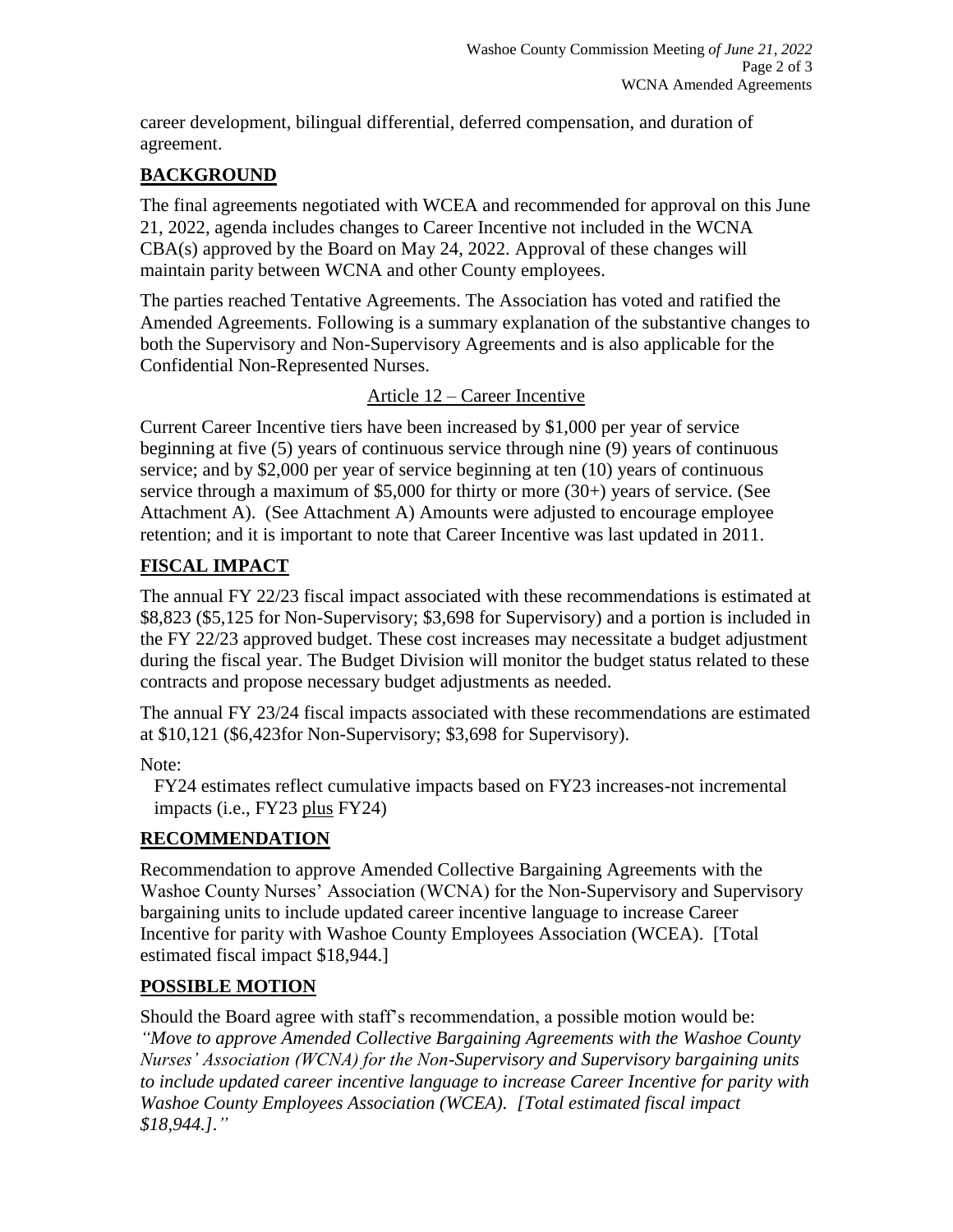career development, bilingual differential, deferred compensation, and duration of agreement.

## BACKGROUND

The final agreements negotiated with WCEA and recommended for approval on this June 21, 2022, agenda includes changes to Career Incentive not included in the WCNA CBA(s) approved by the Board on May 24, 2022. Approval of these changes will maintain parity between WCNA and other County employees.

The parties reached Tentative Agreements. The Association has voted and ratified the Amended Agreements. Following is a summary explanation of the substantive changes to both the Supervisory and Non-Supervisory Agreements and is also applicable for the Confidential Non-Represented Nurses.

Article 12 – Career Incentive

Current Career Incentive tiers have been increased by $1,000 per year of service beginning at five (5) years of continuous service through nine (9) years of continuous service; and by $2,000 per year of service beginning at ten (10) years of continuous service through a maximum of $5,000 for thirty or more (30+) years of service. (See Attachment A). (See Attachment A) Amounts were adjusted to encourage employee retention; and it is important to note that Career Incentive was last updated in 2011.

## FISCAL IMPACT

The annual FY 22/23 fiscal impact associated with these recommendations is estimated at $8,823 ($5,125 for Non-Supervisory; $3,698 for Supervisory) and a portion is included in the FY 22/23 approved budget. These cost increases may necessitate a budget adjustment during the fiscal year. The Budget Division will monitor the budget status related to these contracts and propose necessary budget adjustments as needed.

The annual FY 23/24 fiscal impacts associated with these recommendations are estimated at $10,121 ($6,423for Non-Supervisory; $3,698 for Supervisory).

Note:

FY24 estimates reflect cumulative impacts based on FY23 increases-not incremental impacts (i.e., FY23 plus FY24)

## RECOMMENDATION

Recommendation to approve Amended Collective Bargaining Agreements with the Washoe County Nurses' Association (WCNA) for the Non-Supervisory and Supervisory bargaining units to include updated career incentive language to increase Career Incentive for parity with Washoe County Employees Association (WCEA). [Total estimated fiscal impact $18,944.]

## POSSIBLE MOTION

Should the Board agree with staff's recommendation, a possible motion would be:
*"Move to approve Amended Collective Bargaining Agreements with the Washoe County Nurses' Association (WCNA) for the Non-Supervisory and Supervisory bargaining units to include updated career incentive language to increase Career Incentive for parity with Washoe County Employees Association (WCEA). [Total estimated fiscal impact $18,944.]."*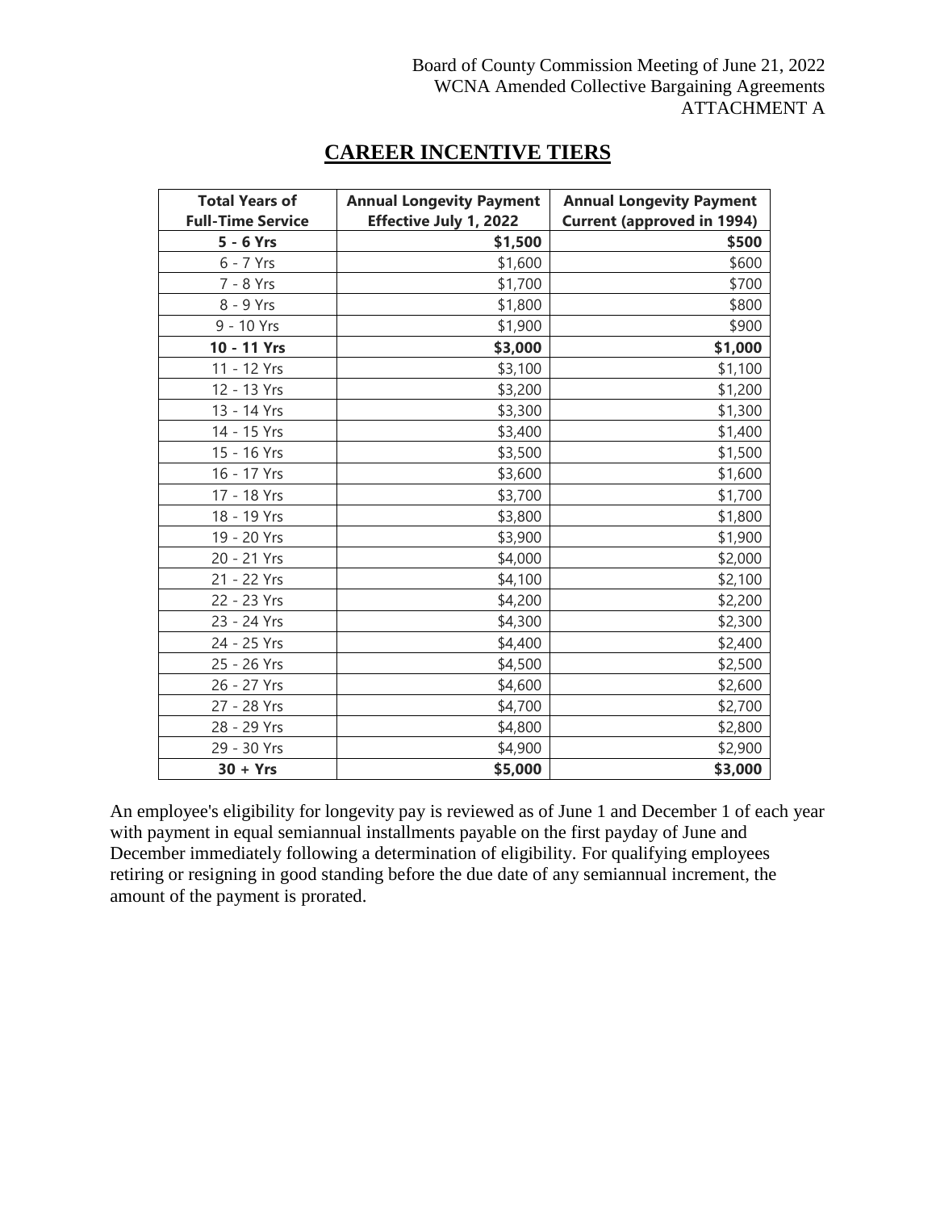Board of County Commission Meeting of June 21, 2022
WCNA Amended Collective Bargaining Agreements
ATTACHMENT A

# CAREER INCENTIVE TIERS

| Total Years of Full-Time Service | Annual Longevity Payment Effective July 1, 2022 | Annual Longevity Payment Current (approved in 1994) |
|---|---|---|
| **5 - 6 Yrs** | **$1,500** | **$500** |
| 6 - 7 Yrs | $1,600 | $600 |
| 7 - 8 Yrs | $1,700 | $700 |
| 8 - 9 Yrs | $1,800 | $800 |
| 9 - 10 Yrs | $1,900 | $900 |
| **10 - 11 Yrs** | **$3,000** | **$1,000** |
| 11 - 12 Yrs | $3,100 | $1,100 |
| 12 - 13 Yrs | $3,200 | $1,200 |
| 13 - 14 Yrs | $3,300 | $1,300 |
| 14 - 15 Yrs | $3,400 | $1,400 |
| 15 - 16 Yrs | $3,500 | $1,500 |
| 16 - 17 Yrs | $3,600 | $1,600 |
| 17 - 18 Yrs | $3,700 | $1,700 |
| 18 - 19 Yrs | $3,800 | $1,800 |
| 19 - 20 Yrs | $3,900 | $1,900 |
| 20 - 21 Yrs | $4,000 | $2,000 |
| 21 - 22 Yrs | $4,100 | $2,100 |
| 22 - 23 Yrs | $4,200 | $2,200 |
| 23 - 24 Yrs | $4,300 | $2,300 |
| 24 - 25 Yrs | $4,400 | $2,400 |
| 25 - 26 Yrs | $4,500 | $2,500 |
| 26 - 27 Yrs | $4,600 | $2,600 |
| 27 - 28 Yrs | $4,700 | $2,700 |
| 28 - 29 Yrs | $4,800 | $2,800 |
| 29 - 30 Yrs | $4,900 | $2,900 |
| **30 + Yrs** | **$5,000** | **$3,000** |

An employee's eligibility for longevity pay is reviewed as of June 1 and December 1 of each year with payment in equal semiannual installments payable on the first payday of June and December immediately following a determination of eligibility. For qualifying employees retiring or resigning in good standing before the due date of any semiannual increment, the amount of the payment is prorated.